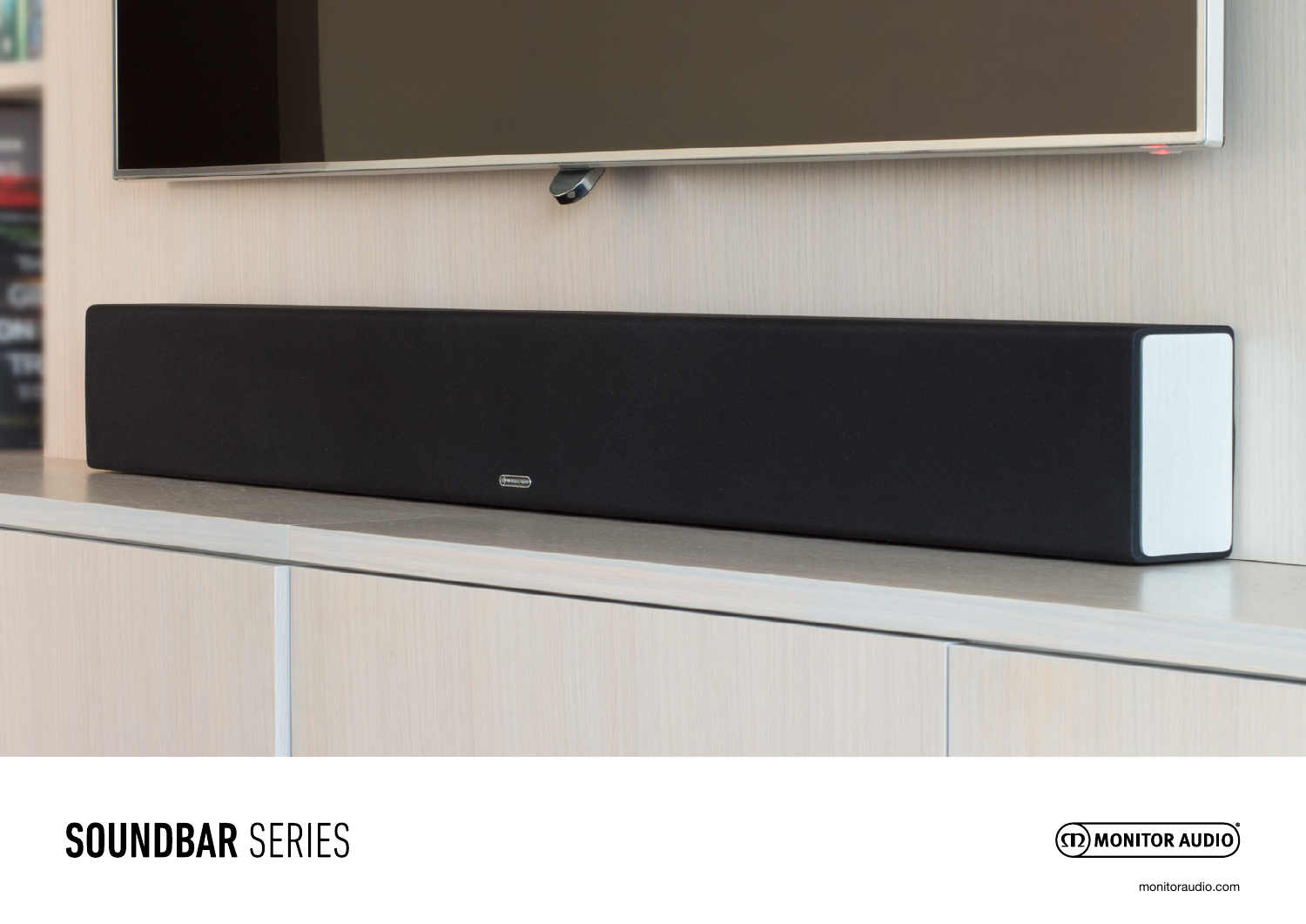# **SOUNDBAR** SERIES

MONITOR AUDIO

monitoraudio.com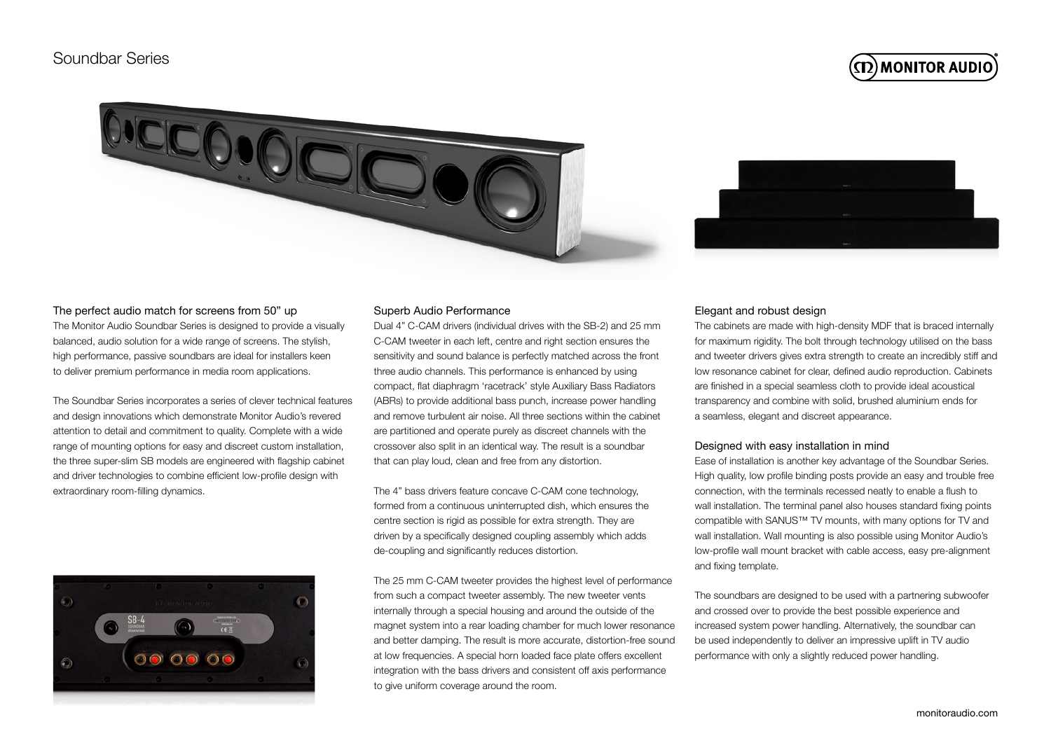# Soundbar Series

## The perfect audio match for screens from 50" up

The Monitor Audio Soundbar Series is designed to provide a visually balanced, audio solution for a wide range of screens. The stylish, high performance, passive soundbars are ideal for installers keen to deliver premium performance in media room applications.

The Soundbar Series incorporates a series of clever technical features and design innovations which demonstrate Monitor Audio's revered attention to detail and commitment to quality. Complete with a wide range of mounting options for easy and discreet custom installation, the three super-slim SB models are engineered with flagship cabinet and driver technologies to combine efficient low-profile design with extraordinary room-filling dynamics.

## Superb Audio Performance

Dual 4" C-CAM drivers (individual drives with the SB-2) and 25 mm C-CAM tweeter in each left, centre and right section ensures the sensitivity and sound balance is perfectly matched across the front three audio channels. This performance is enhanced by using compact, flat diaphragm 'racetrack' style Auxiliary Bass Radiators (ABRs) to provide additional bass punch, increase power handling and remove turbulent air noise. All three sections within the cabinet are partitioned and operate purely as discreet channels with the crossover also split in an identical way. The result is a soundbar that can play loud, clean and free from any distortion.

The 4" bass drivers feature concave C-CAM cone technology, formed from a continuous uninterrupted dish, which ensures the centre section is rigid as possible for extra strength. They are driven by a specifically designed coupling assembly which adds de-coupling and significantly reduces distortion.

The 25 mm C-CAM tweeter provides the highest level of performance from such a compact tweeter assembly. The new tweeter vents internally through a special housing and around the outside of the magnet system into a rear loading chamber for much lower resonance and better damping. The result is more accurate, distortion-free sound at low frequencies. A special horn loaded face plate offers excellent integration with the bass drivers and consistent off axis performance to give uniform coverage around the room.

## Elegant and robust design

The cabinets are made with high-density MDF that is braced internally for maximum rigidity. The bolt through technology utilised on the bass and tweeter drivers gives extra strength to create an incredibly stiff and low resonance cabinet for clear, defined audio reproduction. Cabinets are finished in a special seamless cloth to provide ideal acoustical transparency and combine with solid, brushed aluminium ends for a seamless, elegant and discreet appearance.

## Designed with easy installation in mind

Ease of installation is another key advantage of the Soundbar Series. High quality, low profile binding posts provide an easy and trouble free connection, with the terminals recessed neatly to enable a flush to wall installation. The terminal panel also houses standard fixing points compatible with SANUS™ TV mounts, with many options for TV and wall installation. Wall mounting is also possible using Monitor Audio's low-profile wall mount bracket with cable access, easy pre-alignment and fixing template.

The soundbars are designed to be used with a partnering subwoofer and crossed over to provide the best possible experience and increased system power handling. Alternatively, the soundbar can be used independently to deliver an impressive uplift in TV audio performance with only a slightly reduced power handling.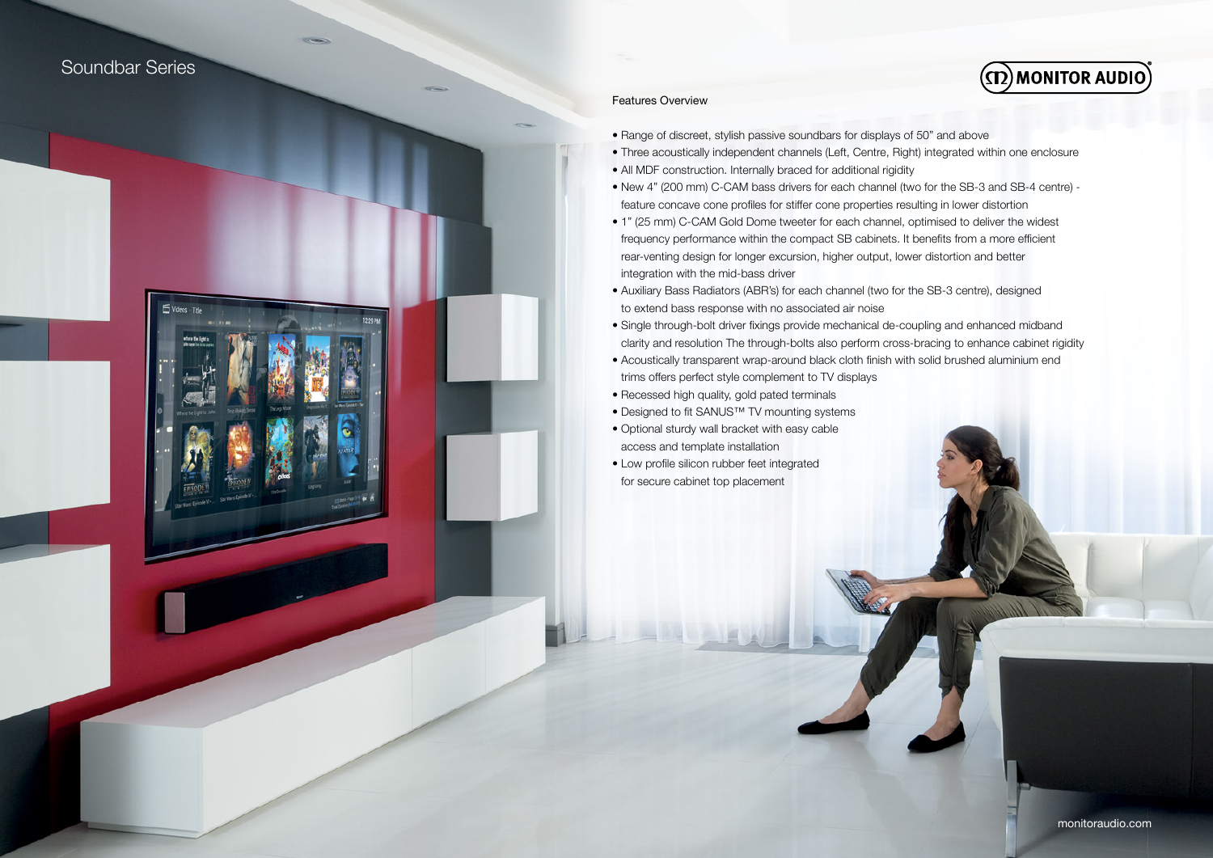# Soundbar Series

## Features Overview

- Range of discreet, stylish passive soundbars for displays of 50" and above
- Three acoustically independent channels (Left, Centre, Right) integrated within one enclosure
- All MDF construction. Internally braced for additional rigidity
- New 4" (200 mm) C-CAM bass drivers for each channel (two for the SB-3 and SB-4 centre) - feature concave cone profiles for stiffer cone properties resulting in lower distortion
- 1" (25 mm) C-CAM Gold Dome tweeter for each channel, optimised to deliver the widest frequency performance within the compact SB cabinets. It benefits from a more efficient rear-venting design for longer excursion, higher output, lower distortion and better integration with the mid-bass driver
- Auxiliary Bass Radiators (ABR's) for each channel (two for the SB-3 centre), designed to extend bass response with no associated air noise
- Single through-bolt driver fixings provide mechanical de-coupling and enhanced midband clarity and resolution The through-bolts also perform cross-bracing to enhance cabinet rigidity
- Acoustically transparent wrap-around black cloth finish with solid brushed aluminium end trims offers perfect style complement to TV displays
- Recessed high quality, gold pated terminals
- Designed to fit SANUS™ TV mounting systems
- Optional sturdy wall bracket with easy cable access and template installation
- Low profile silicon rubber feet integrated for secure cabinet top placement

monitoraudio.com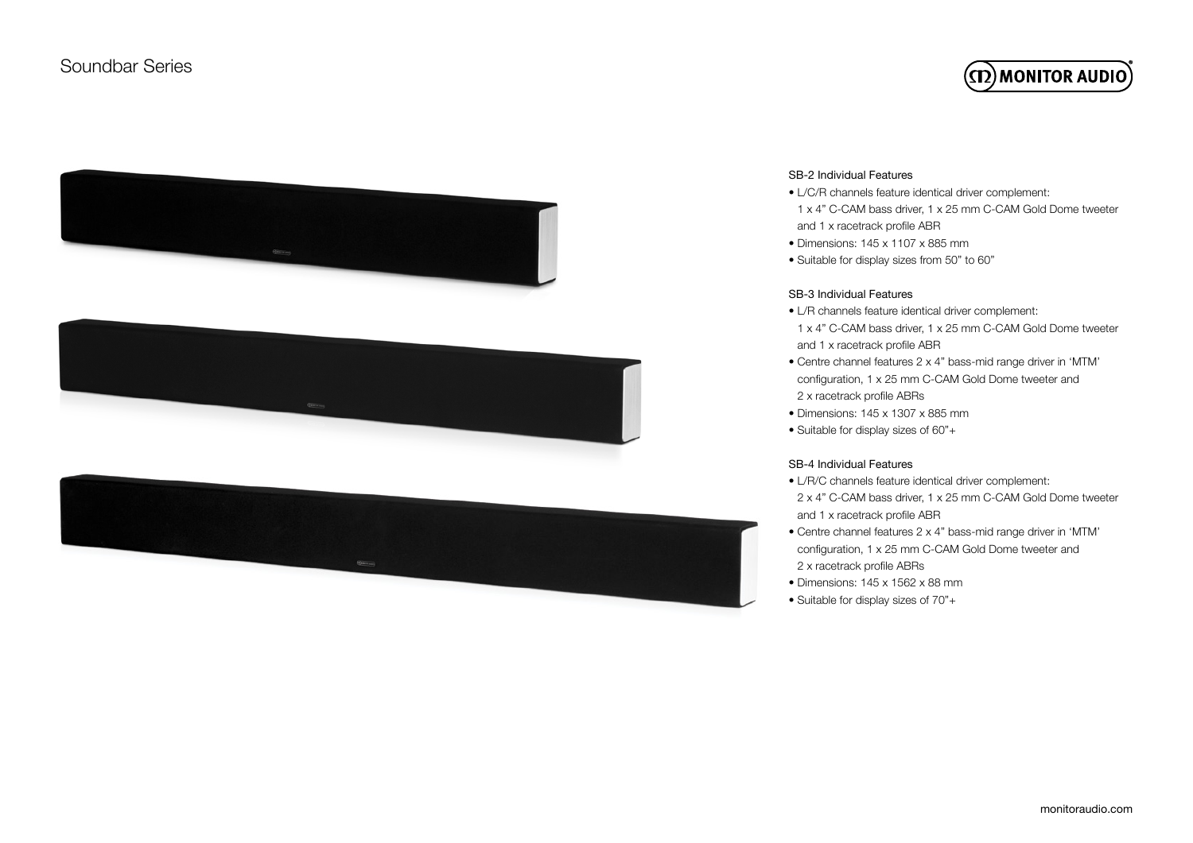# Soundbar Series

### SB-2 Individual Features

- L/C/R channels feature identical driver complement:
  1 x 4" C-CAM bass driver, 1 x 25 mm C-CAM Gold Dome tweeter and 1 x racetrack profile ABR
- Dimensions: 145 x 1107 x 885 mm
- Suitable for display sizes from 50" to 60"

### SB-3 Individual Features

- L/R channels feature identical driver complement:
  1 x 4" C-CAM bass driver, 1 x 25 mm C-CAM Gold Dome tweeter and 1 x racetrack profile ABR
- Centre channel features 2 x 4" bass-mid range driver in 'MTM' configuration, 1 x 25 mm C-CAM Gold Dome tweeter and 2 x racetrack profile ABRs
- Dimensions: 145 x 1307 x 885 mm
- Suitable for display sizes of 60"+

### SB-4 Individual Features

- L/R/C channels feature identical driver complement:
  2 x 4" C-CAM bass driver, 1 x 25 mm C-CAM Gold Dome tweeter and 1 x racetrack profile ABR
- Centre channel features 2 x 4" bass-mid range driver in 'MTM' configuration, 1 x 25 mm C-CAM Gold Dome tweeter and 2 x racetrack profile ABRs
- Dimensions: 145 x 1562 x 88 mm
- Suitable for display sizes of 70"+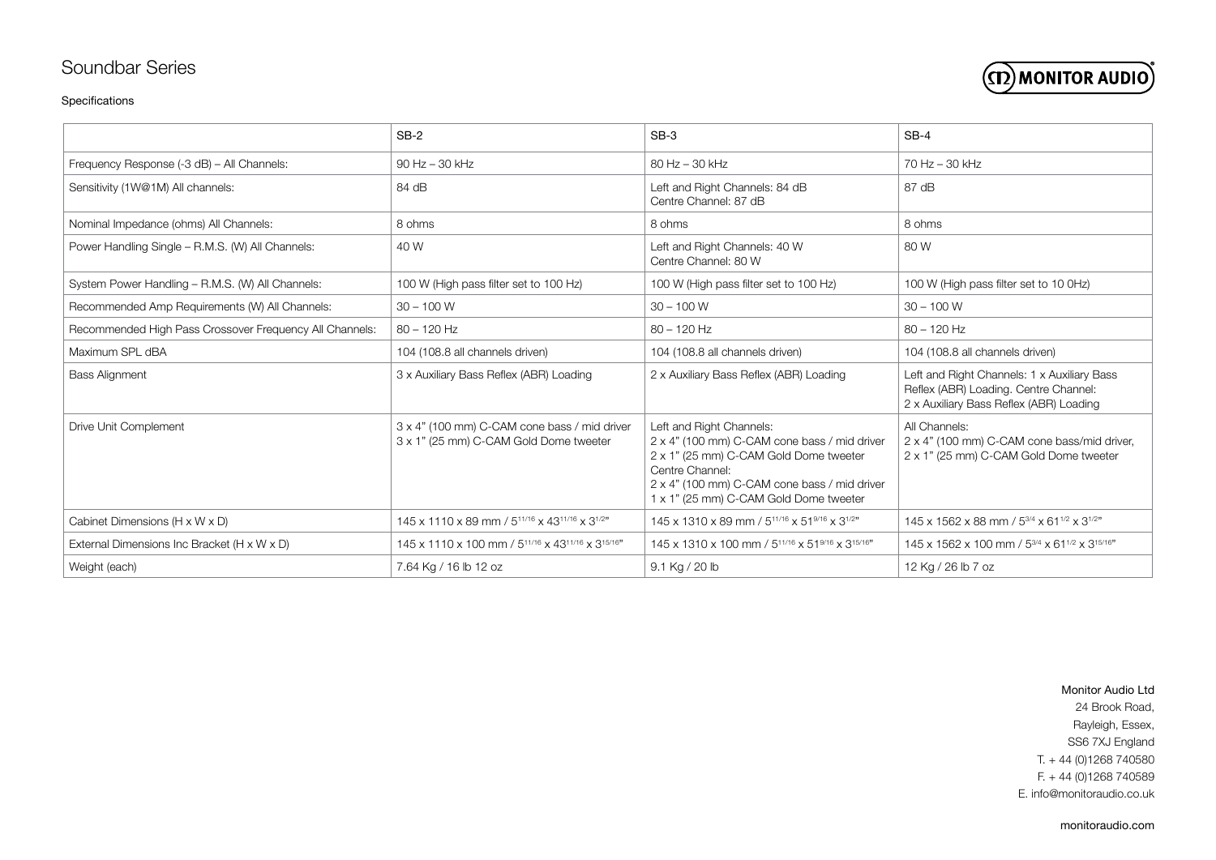# Soundbar Series

Specifications

| | SB-2 | SB-3 | SB-4 |
|---|---|---|---|
| Frequency Response (-3 dB) – All Channels: | 90 Hz – 30 kHz | 80 Hz – 30 kHz | 70 Hz – 30 kHz |
| Sensitivity (1W@1M) All channels: | 84 dB | Left and Right Channels: 84 dB<br>Centre Channel: 87 dB | 87 dB |
| Nominal Impedance (ohms) All Channels: | 8 ohms | 8 ohms | 8 ohms |
| Power Handling Single – R.M.S. (W) All Channels: | 40 W | Left and Right Channels: 40 W<br>Centre Channel: 80 W | 80 W |
| System Power Handling – R.M.S. (W) All Channels: | 100 W (High pass filter set to 100 Hz) | 100 W (High pass filter set to 100 Hz) | 100 W (High pass filter set to 10 0Hz) |
| Recommended Amp Requirements (W) All Channels: | 30 – 100 W | 30 – 100 W | 30 – 100 W |
| Recommended High Pass Crossover Frequency All Channels: | 80 – 120 Hz | 80 – 120 Hz | 80 – 120 Hz |
| Maximum SPL dBA | 104 (108.8 all channels driven) | 104 (108.8 all channels driven) | 104 (108.8 all channels driven) |
| Bass Alignment | 3 x Auxiliary Bass Reflex (ABR) Loading | 2 x Auxiliary Bass Reflex (ABR) Loading | Left and Right Channels: 1 x Auxiliary Bass Reflex (ABR) Loading. Centre Channel:<br>2 x Auxiliary Bass Reflex (ABR) Loading |
| Drive Unit Complement | 3 x 4" (100 mm) C-CAM cone bass / mid driver<br>3 x 1" (25 mm) C-CAM Gold Dome tweeter | Left and Right Channels:<br>2 x 4" (100 mm) C-CAM cone bass / mid driver<br>2 x 1" (25 mm) C-CAM Gold Dome tweeter<br>Centre Channel:<br>2 x 4" (100 mm) C-CAM cone bass / mid driver<br>1 x 1" (25 mm) C-CAM Gold Dome tweeter | All Channels:<br>2 x 4" (100 mm) C-CAM cone bass/mid driver,<br>2 x 1" (25 mm) C-CAM Gold Dome tweeter |
| Cabinet Dimensions (H x W x D) | 145 x 1110 x 89 mm / 5 11/16 x 43 11/16 x 3 1/2" | 145 x 1310 x 89 mm / 5 11/16 x 51 9/16 x 3 1/2" | 145 x 1562 x 88 mm / 5 3/4 x 61 1/2 x 3 1/2" |
| External Dimensions Inc Bracket (H x W x D) | 145 x 1110 x 100 mm / 5 11/16 x 43 11/16 x 3 15/16" | 145 x 1310 x 100 mm / 5 11/16 x 51 9/16 x 3 15/16" | 145 x 1562 x 100 mm / 5 3/4 x 61 1/2 x 3 15/16" |
| Weight (each) | 7.64 Kg / 16 lb 12 oz | 9.1 Kg / 20 lb | 12 Kg / 26 lb 7 oz |

Monitor Audio Ltd
24 Brook Road,
Rayleigh, Essex,
SS6 7XJ England
T. + 44 (0)1268 740580
F. + 44 (0)1268 740589
E. info@monitoraudio.co.uk

monitoraudio.com